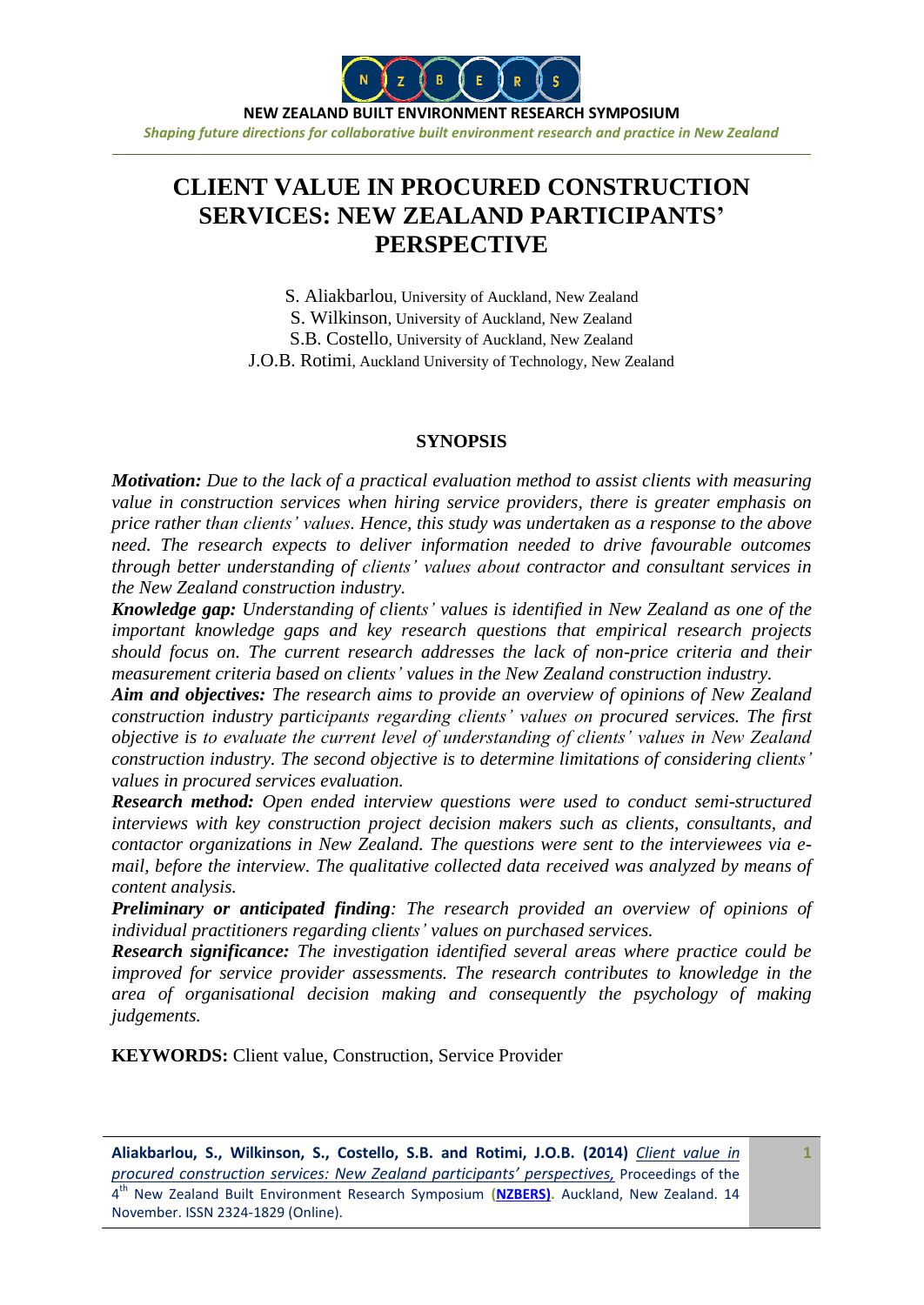# CLIENT VALUE IN PROCURED CONSTRUCTION SERVICES: NEW ZEALAND PARTICIPANTS' PERSPECTIVE

S. Aliakbarlou, University of Auckland, New Zealand
S. Wilkinson, University of Auckland, New Zealand
S.B. Costello, University of Auckland, New Zealand
J.O.B. Rotimi, Auckland University of Technology, New Zealand

## SYNOPSIS

***Motivation:*** *Due to the lack of a practical evaluation method to assist clients with measuring value in construction services when hiring service providers, there is greater emphasis on price rather than clients' values. Hence, this study was undertaken as a response to the above need. The research expects to deliver information needed to drive favourable outcomes through better understanding of clients' values about contractor and consultant services in the New Zealand construction industry.*

***Knowledge gap:*** *Understanding of clients' values is identified in New Zealand as one of the important knowledge gaps and key research questions that empirical research projects should focus on. The current research addresses the lack of non-price criteria and their measurement criteria based on clients' values in the New Zealand construction industry.*

***Aim and objectives:*** *The research aims to provide an overview of opinions of New Zealand construction industry participants regarding clients' values on procured services. The first objective is to evaluate the current level of understanding of clients' values in New Zealand construction industry. The second objective is to determine limitations of considering clients' values in procured services evaluation.*

***Research method:*** *Open ended interview questions were used to conduct semi-structured interviews with key construction project decision makers such as clients, consultants, and contactor organizations in New Zealand. The questions were sent to the interviewees via e-mail, before the interview. The qualitative collected data received was analyzed by means of content analysis.*

***Preliminary or anticipated finding****: The research provided an overview of opinions of individual practitioners regarding clients' values on purchased services.*

***Research significance:*** *The investigation identified several areas where practice could be improved for service provider assessments. The research contributes to knowledge in the area of organisational decision making and consequently the psychology of making judgements.*

**KEYWORDS:** Client value, Construction, Service Provider

**Aliakbarlou, S., Wilkinson, S., Costello, S.B. and Rotimi, J.O.B. (2014)** *Client value in procured construction services: New Zealand participants' perspectives,* Proceedings of the 4th New Zealand Built Environment Research Symposium (**NZBERS**). Auckland, New Zealand. 14 November. ISSN 2324-1829 (Online).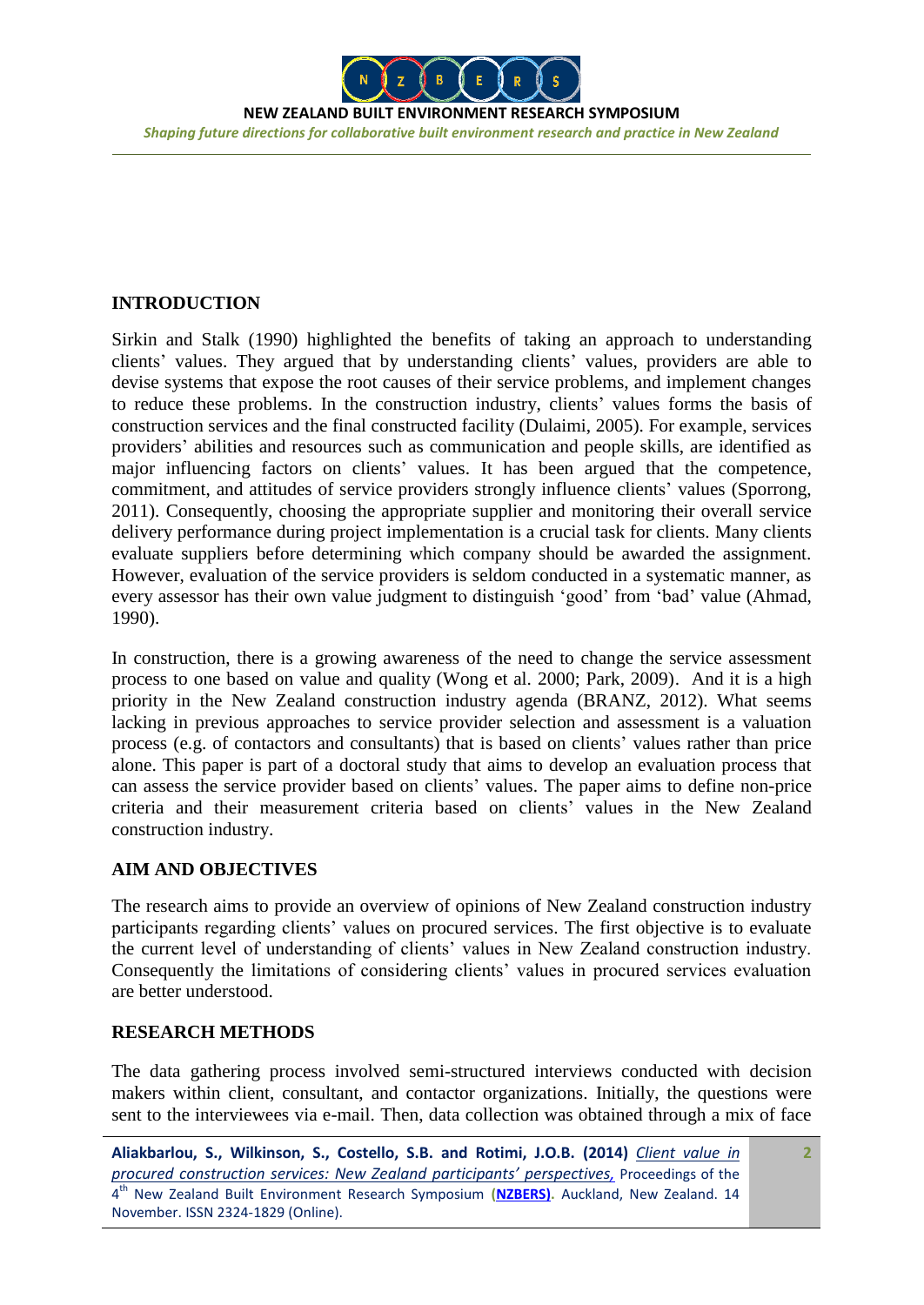## INTRODUCTION

Sirkin and Stalk (1990) highlighted the benefits of taking an approach to understanding clients' values. They argued that by understanding clients' values, providers are able to devise systems that expose the root causes of their service problems, and implement changes to reduce these problems. In the construction industry, clients' values forms the basis of construction services and the final constructed facility (Dulaimi, 2005). For example, services providers' abilities and resources such as communication and people skills, are identified as major influencing factors on clients' values. It has been argued that the competence, commitment, and attitudes of service providers strongly influence clients' values (Sporrong, 2011). Consequently, choosing the appropriate supplier and monitoring their overall service delivery performance during project implementation is a crucial task for clients. Many clients evaluate suppliers before determining which company should be awarded the assignment. However, evaluation of the service providers is seldom conducted in a systematic manner, as every assessor has their own value judgment to distinguish 'good' from 'bad' value (Ahmad, 1990).

In construction, there is a growing awareness of the need to change the service assessment process to one based on value and quality (Wong et al. 2000; Park, 2009). And it is a high priority in the New Zealand construction industry agenda (BRANZ, 2012). What seems lacking in previous approaches to service provider selection and assessment is a valuation process (e.g. of contactors and consultants) that is based on clients' values rather than price alone. This paper is part of a doctoral study that aims to develop an evaluation process that can assess the service provider based on clients' values. The paper aims to define non-price criteria and their measurement criteria based on clients' values in the New Zealand construction industry.

## AIM AND OBJECTIVES

The research aims to provide an overview of opinions of New Zealand construction industry participants regarding clients' values on procured services. The first objective is to evaluate the current level of understanding of clients' values in New Zealand construction industry. Consequently the limitations of considering clients' values in procured services evaluation are better understood.

## RESEARCH METHODS

The data gathering process involved semi-structured interviews conducted with decision makers within client, consultant, and contactor organizations. Initially, the questions were sent to the interviewees via e-mail. Then, data collection was obtained through a mix of face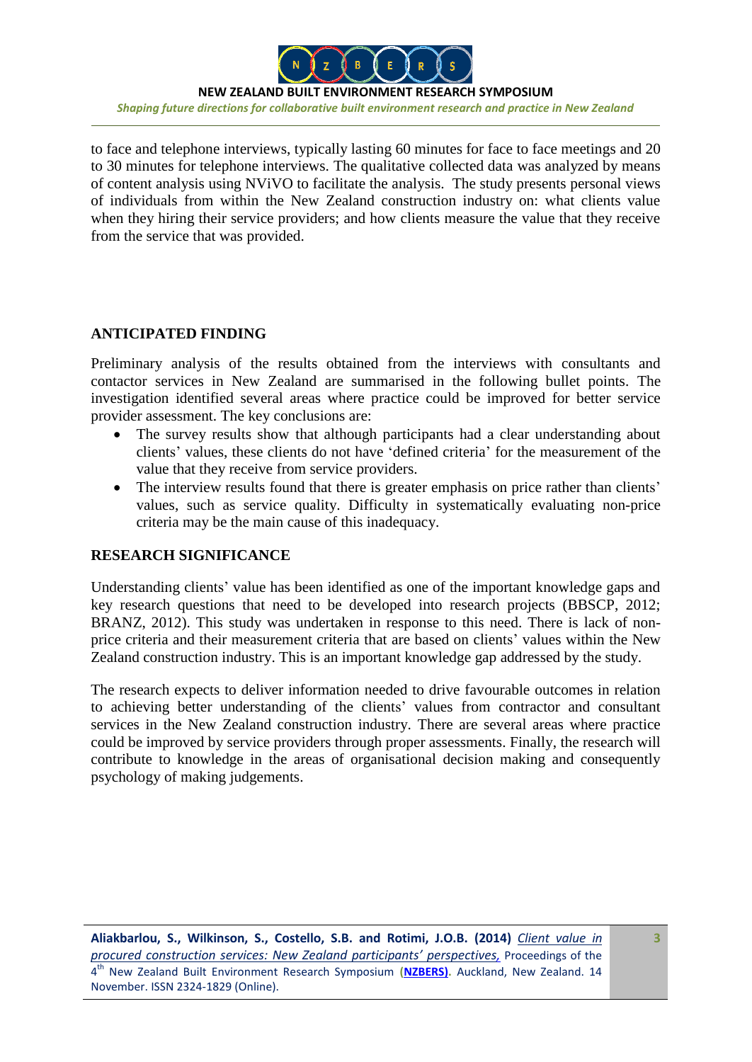to face and telephone interviews, typically lasting 60 minutes for face to face meetings and 20 to 30 minutes for telephone interviews. The qualitative collected data was analyzed by means of content analysis using NViVO to facilitate the analysis. The study presents personal views of individuals from within the New Zealand construction industry on: what clients value when they hiring their service providers; and how clients measure the value that they receive from the service that was provided.

## ANTICIPATED FINDING

Preliminary analysis of the results obtained from the interviews with consultants and contactor services in New Zealand are summarised in the following bullet points. The investigation identified several areas where practice could be improved for better service provider assessment. The key conclusions are:

- The survey results show that although participants had a clear understanding about clients' values, these clients do not have 'defined criteria' for the measurement of the value that they receive from service providers.
- The interview results found that there is greater emphasis on price rather than clients' values, such as service quality. Difficulty in systematically evaluating non-price criteria may be the main cause of this inadequacy.

## RESEARCH SIGNIFICANCE

Understanding clients' value has been identified as one of the important knowledge gaps and key research questions that need to be developed into research projects (BBSCP, 2012; BRANZ, 2012). This study was undertaken in response to this need. There is lack of non-price criteria and their measurement criteria that are based on clients' values within the New Zealand construction industry. This is an important knowledge gap addressed by the study.

The research expects to deliver information needed to drive favourable outcomes in relation to achieving better understanding of the clients' values from contractor and consultant services in the New Zealand construction industry. There are several areas where practice could be improved by service providers through proper assessments. Finally, the research will contribute to knowledge in the areas of organisational decision making and consequently psychology of making judgements.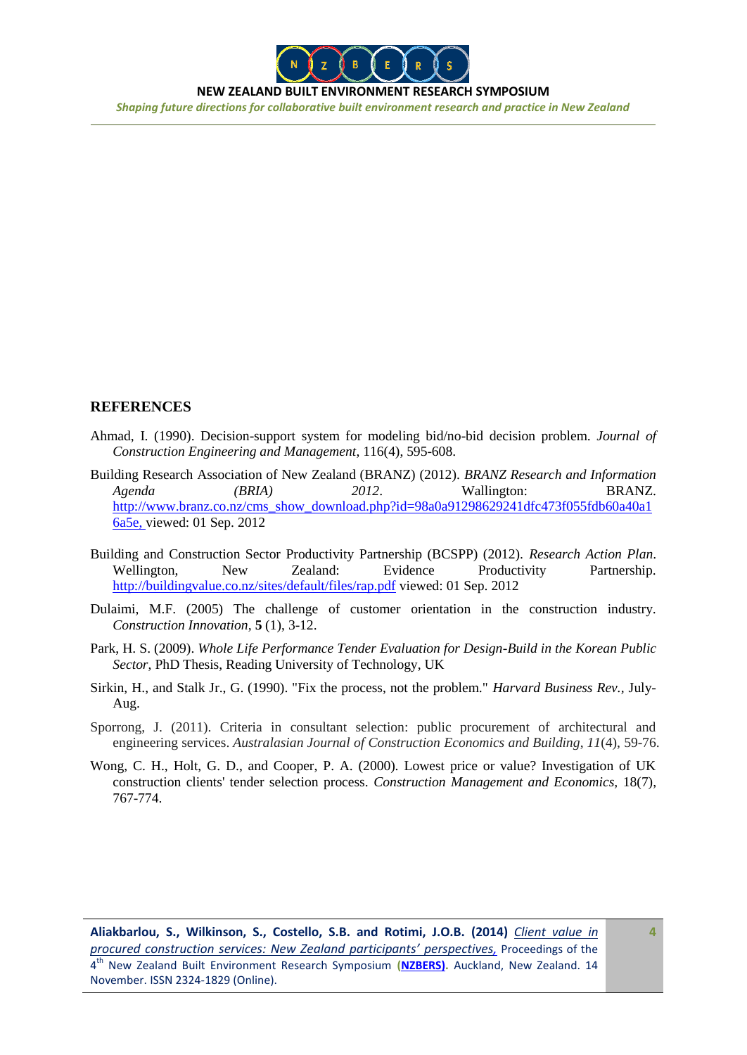## REFERENCES

Ahmad, I. (1990). Decision-support system for modeling bid/no-bid decision problem. *Journal of Construction Engineering and Management*, 116(4), 595-608.

Building Research Association of New Zealand (BRANZ) (2012). *BRANZ Research and Information Agenda (BRIA) 2012*. Wallington: BRANZ. http://www.branz.co.nz/cms_show_download.php?id=98a0a91298629241dfc473f055fdb60a40a16a5e, viewed: 01 Sep. 2012

Building and Construction Sector Productivity Partnership (BCSPP) (2012). *Research Action Plan*. Wellington, New Zealand: Evidence Productivity Partnership. http://buildingvalue.co.nz/sites/default/files/rap.pdf viewed: 01 Sep. 2012

Dulaimi, M.F. (2005) The challenge of customer orientation in the construction industry. *Construction Innovation*, **5** (1), 3-12.

Park, H. S. (2009). *Whole Life Performance Tender Evaluation for Design-Build in the Korean Public Sector*, PhD Thesis, Reading University of Technology, UK

Sirkin, H., and Stalk Jr., G. (1990). "Fix the process, not the problem." *Harvard Business Rev.*, July-Aug.

Sporrong, J. (2011). Criteria in consultant selection: public procurement of architectural and engineering services. *Australasian Journal of Construction Economics and Building*, *11*(4), 59-76.

Wong, C. H., Holt, G. D., and Cooper, P. A. (2000). Lowest price or value? Investigation of UK construction clients' tender selection process. *Construction Management and Economics*, 18(7), 767-774.